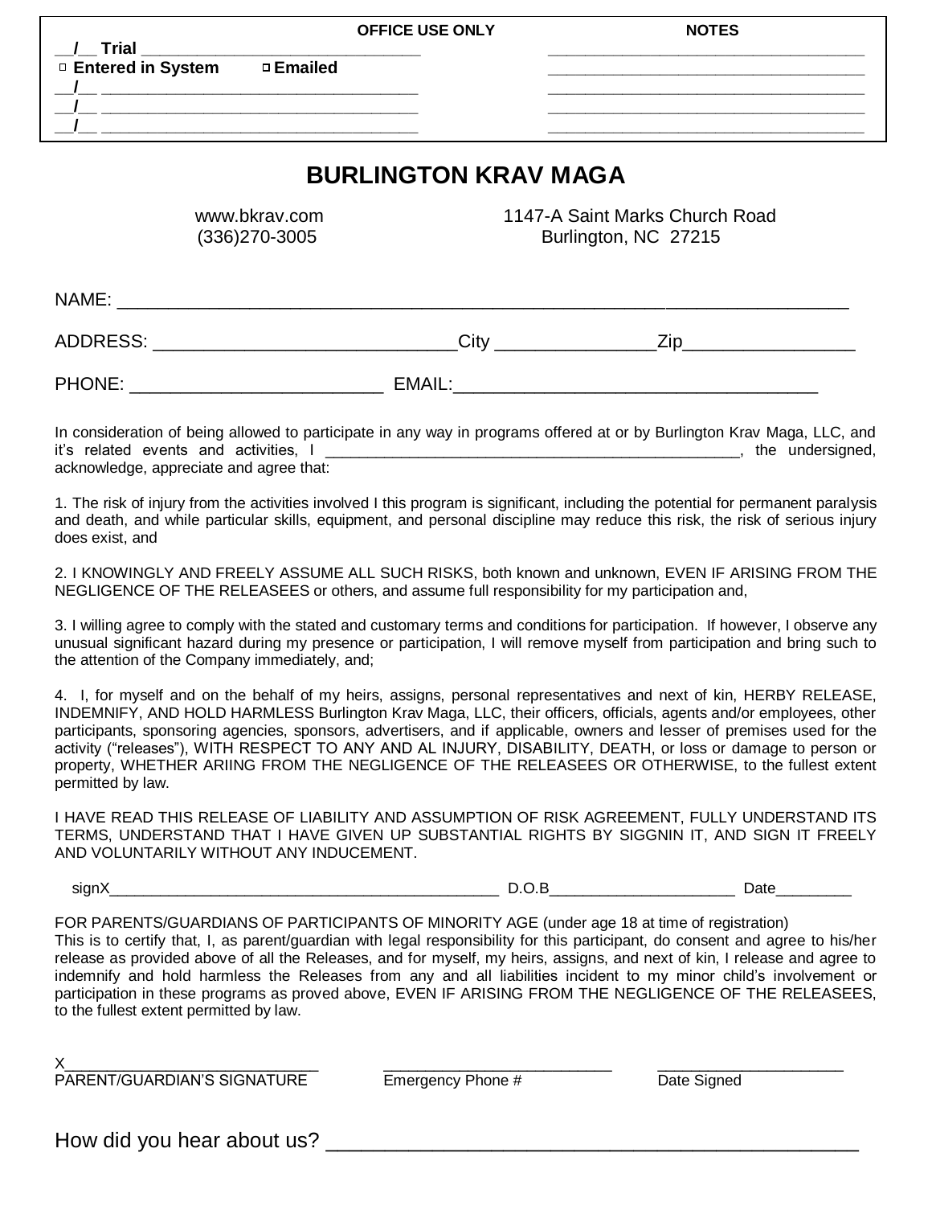| | OFFICE USE ONLY | NOTES |
|---|---|---|
| __/__ **Trial** ______________________________ | | ____________________________________ |
| □ **Entered in System** □ **Emailed** | | ____________________________________ |
| __/__ ___________________________________ | | ____________________________________ |
| __/__ ___________________________________ | | ____________________________________ |
| __/__ ___________________________________ | | ____________________________________ |

# BURLINGTON KRAV MAGA

www.bkrav.com
(336)270-3005

1147-A Saint Marks Church Road
Burlington, NC 27215

NAME: ___________________________________________________________________________

ADDRESS: ______________________________City ________________Zip_________________

PHONE: _________________________ EMAIL:___________________________________

In consideration of being allowed to participate in any way in programs offered at or by Burlington Krav Maga, LLC, and it's related events and activities, I __________________________________________________, the undersigned, acknowledge, appreciate and agree that:

1. The risk of injury from the activities involved I this program is significant, including the potential for permanent paralysis and death, and while particular skills, equipment, and personal discipline may reduce this risk, the risk of serious injury does exist, and

2. I KNOWINGLY AND FREELY ASSUME ALL SUCH RISKS, both known and unknown, EVEN IF ARISING FROM THE NEGLIGENCE OF THE RELEASEES or others, and assume full responsibility for my participation and,

3. I willing agree to comply with the stated and customary terms and conditions for participation. If however, I observe any unusual significant hazard during my presence or participation, I will remove myself from participation and bring such to the attention of the Company immediately, and;

4. I, for myself and on the behalf of my heirs, assigns, personal representatives and next of kin, HERBY RELEASE, INDEMNIFY, AND HOLD HARMLESS Burlington Krav Maga, LLC, their officers, officials, agents and/or employees, other participants, sponsoring agencies, sponsors, advertisers, and if applicable, owners and lesser of premises used for the activity ("releases"), WITH RESPECT TO ANY AND AL INJURY, DISABILITY, DEATH, or loss or damage to person or property, WHETHER ARIING FROM THE NEGLIGENCE OF THE RELEASEES OR OTHERWISE, to the fullest extent permitted by law.

I HAVE READ THIS RELEASE OF LIABILITY AND ASSUMPTION OF RISK AGREEMENT, FULLY UNDERSTAND ITS TERMS, UNDERSTAND THAT I HAVE GIVEN UP SUBSTANTIAL RIGHTS BY SIGGNIN IT, AND SIGN IT FREELY AND VOLUNTARILY WITHOUT ANY INDUCEMENT.

signX_______________________________________________ D.O.B______________________ Date_________

FOR PARENTS/GUARDIANS OF PARTICIPANTS OF MINORITY AGE (under age 18 at time of registration)
This is to certify that, I, as parent/guardian with legal responsibility for this participant, do consent and agree to his/her release as provided above of all the Releases, and for myself, my heirs, assigns, and next of kin, I release and agree to indemnify and hold harmless the Releases from any and all liabilities incident to my minor child's involvement or participation in these programs as proved above, EVEN IF ARISING FROM THE NEGLIGENCE OF THE RELEASEES, to the fullest extent permitted by law.

X______________________________ ____________________________ ______________________
PARENT/GUARDIAN'S SIGNATURE Emergency Phone # Date Signed

How did you hear about us? ______________________________________________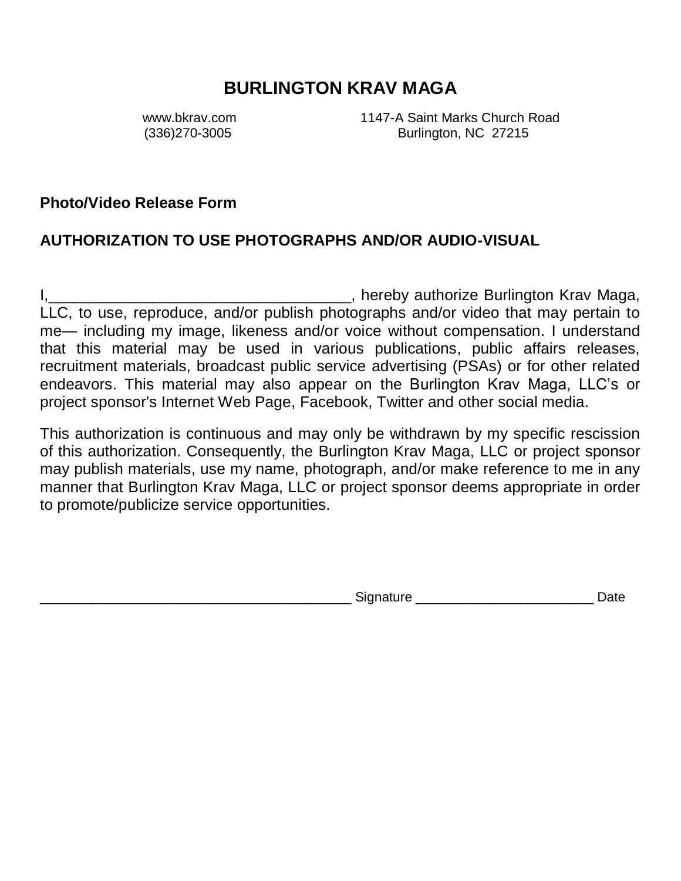# BURLINGTON KRAV MAGA

www.bkrav.com
(336)270-3005

1147-A Saint Marks Church Road
Burlington, NC 27215

**Photo/Video Release Form**

**AUTHORIZATION TO USE PHOTOGRAPHS AND/OR AUDIO-VISUAL**

I,_____________________________________, hereby authorize Burlington Krav Maga, LLC, to use, reproduce, and/or publish photographs and/or video that may pertain to me— including my image, likeness and/or voice without compensation. I understand that this material may be used in various publications, public affairs releases, recruitment materials, broadcast public service advertising (PSAs) or for other related endeavors. This material may also appear on the Burlington Krav Maga, LLC's or project sponsor's Internet Web Page, Facebook, Twitter and other social media.

This authorization is continuous and may only be withdrawn by my specific rescission of this authorization. Consequently, the Burlington Krav Maga, LLC or project sponsor may publish materials, use my name, photograph, and/or make reference to me in any manner that Burlington Krav Maga, LLC or project sponsor deems appropriate in order to promote/publicize service opportunities.

__________________________________________ Signature ________________________ Date